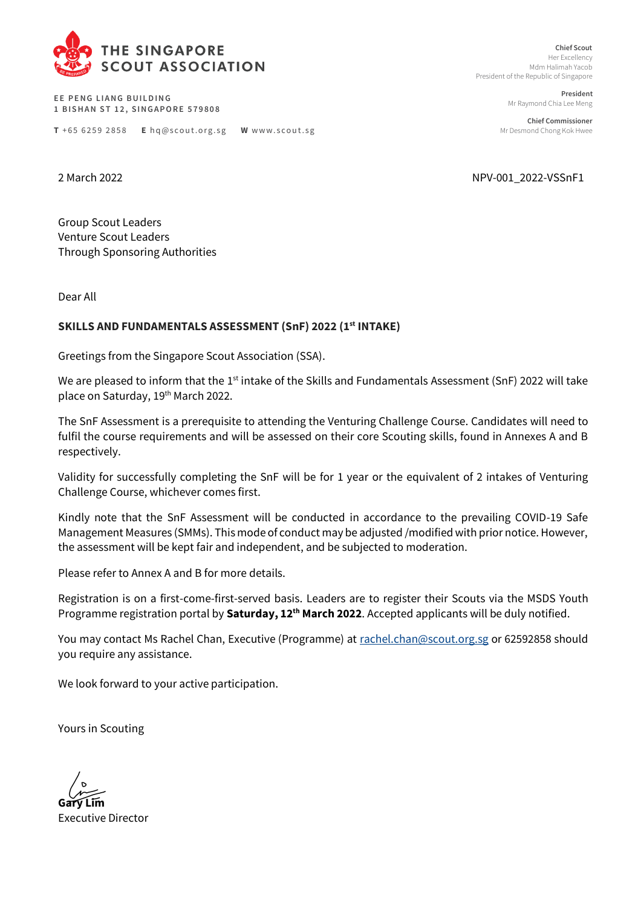**THE SINGAPORE SCOUT ASSOCIATION**

EE PENG LIANG BUILDING
1 BISHAN ST 12, SINGAPORE 579808

**T** +65 6259 2858 **E** hq@scout.org.sg **W** www.scout.sg

**Chief Scout**
Her Excellency
Mdm Halimah Yacob
President of the Republic of Singapore

**President**
Mr Raymond Chia Lee Meng

**Chief Commissioner**
Mr Desmond Chong Kok Hwee

2 March 2022 NPV-001_2022-VSSnF1

Group Scout Leaders
Venture Scout Leaders
Through Sponsoring Authorities

Dear All

**SKILLS AND FUNDAMENTALS ASSESSMENT (SnF) 2022 (1st INTAKE)**

Greetings from the Singapore Scout Association (SSA).

We are pleased to inform that the 1st intake of the Skills and Fundamentals Assessment (SnF) 2022 will take place on Saturday, 19th March 2022.

The SnF Assessment is a prerequisite to attending the Venturing Challenge Course. Candidates will need to fulfil the course requirements and will be assessed on their core Scouting skills, found in Annexes A and B respectively.

Validity for successfully completing the SnF will be for 1 year or the equivalent of 2 intakes of Venturing Challenge Course, whichever comes first.

Kindly note that the SnF Assessment will be conducted in accordance to the prevailing COVID-19 Safe Management Measures (SMMs). This mode of conduct may be adjusted /modified with prior notice. However, the assessment will be kept fair and independent, and be subjected to moderation.

Please refer to Annex A and B for more details.

Registration is on a first-come-first-served basis. Leaders are to register their Scouts via the MSDS Youth Programme registration portal by **Saturday, 12th March 2022**. Accepted applicants will be duly notified.

You may contact Ms Rachel Chan, Executive (Programme) at rachel.chan@scout.org.sg or 62592858 should you require any assistance.

We look forward to your active participation.

Yours in Scouting

**Gary Lim**
Executive Director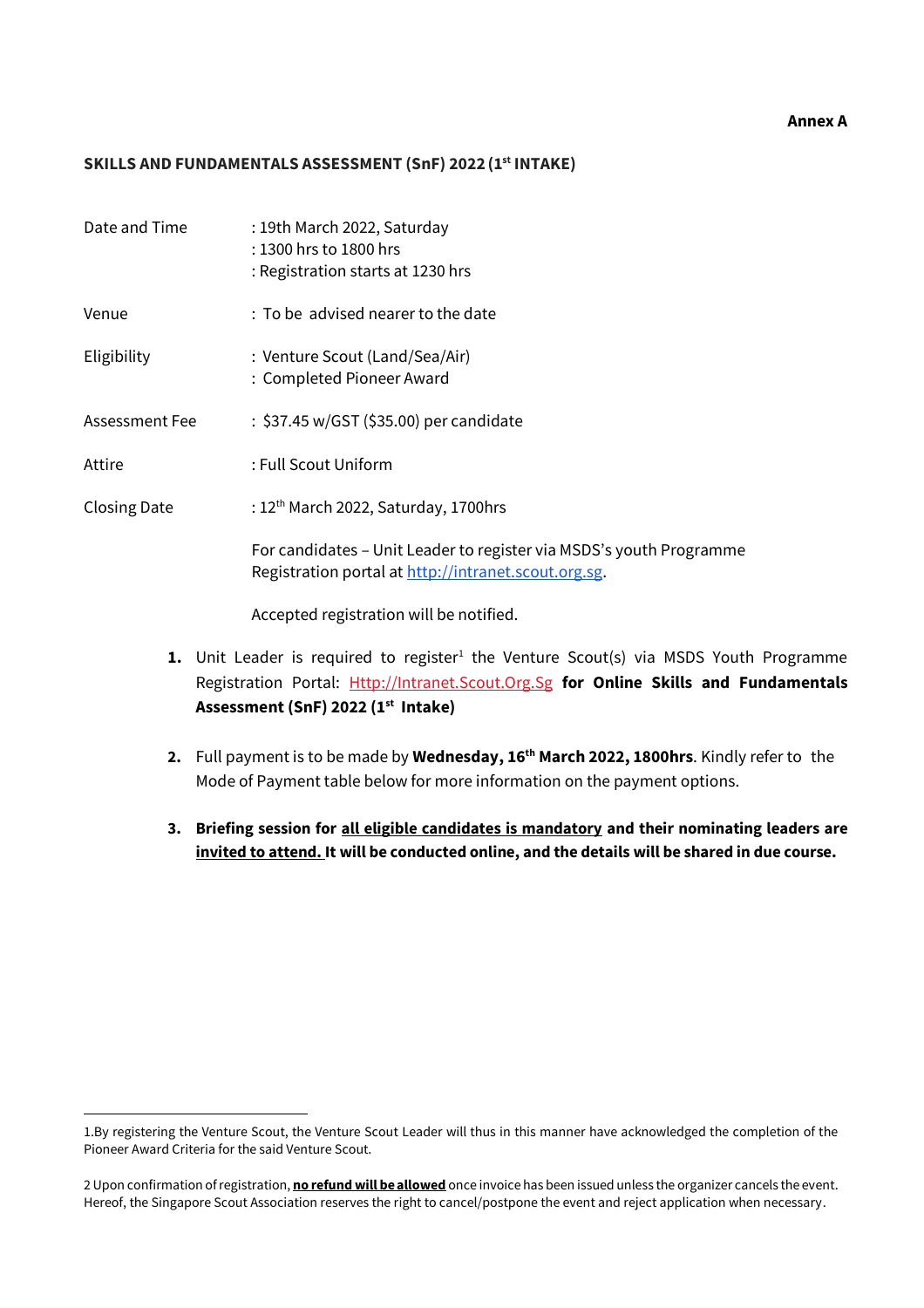**Annex A**

**SKILLS AND FUNDAMENTALS ASSESSMENT (SnF) 2022 (1st INTAKE)**

| | |
|---|---|
| Date and Time | : 19th March 2022, Saturday<br>: 1300 hrs to 1800 hrs<br>: Registration starts at 1230 hrs |
| Venue | : To be advised nearer to the date |
| Eligibility | : Venture Scout (Land/Sea/Air)<br>: Completed Pioneer Award |
| Assessment Fee | : $37.45 w/GST ($35.00) per candidate |
| Attire | : Full Scout Uniform |
| Closing Date | : 12th March 2022, Saturday, 1700hrs |

For candidates – Unit Leader to register via MSDS's youth Programme Registration portal at http://intranet.scout.org.sg.

Accepted registration will be notified.

1. Unit Leader is required to register[1] the Venture Scout(s) via MSDS Youth Programme Registration Portal: Http://Intranet.Scout.Org.Sg **for Online Skills and Fundamentals Assessment (SnF) 2022 (1st Intake)**

2. Full payment is to be made by **Wednesday, 16th March 2022, 1800hrs**. Kindly refer to the Mode of Payment table below for more information on the payment options.

3. **Briefing session for all eligible candidates is mandatory and their nominating leaders are invited to attend. It will be conducted online, and the details will be shared in due course.**

---

1.By registering the Venture Scout, the Venture Scout Leader will thus in this manner have acknowledged the completion of the Pioneer Award Criteria for the said Venture Scout.

2 Upon confirmation of registration, **no refund will be allowed** once invoice has been issued unless the organizer cancels the event. Hereof, the Singapore Scout Association reserves the right to cancel/postpone the event and reject application when necessary.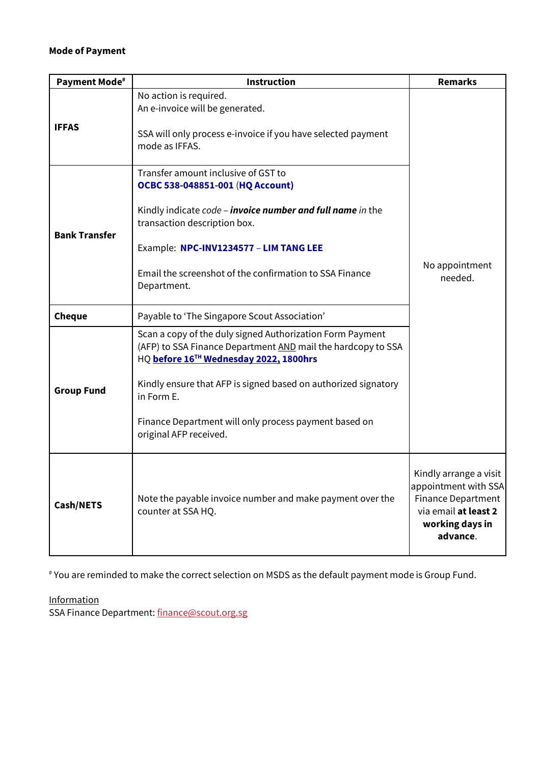**Mode of Payment**

| Payment Mode[#] | Instruction | Remarks |
|---|---|---|
| **IFFAS** | No action is required.<br>An e-invoice will be generated.<br><br>SSA will only process e-invoice if you have selected payment mode as IFFAS. | No appointment needed. |
| **Bank Transfer** | Transfer amount inclusive of GST to **OCBC 538-048851-001** (**HQ Account)**<br><br>Kindly indicate *code* – ***invoice number and full name*** *in* the transaction description box.<br><br>Example: **NPC-INV1234577** – **LIM TANG LEE**<br><br>Email the screenshot of the confirmation to SSA Finance Department. | |
| **Cheque** | Payable to 'The Singapore Scout Association' | |
| **Group Fund** | Scan a copy of the duly signed Authorization Form Payment (AFP) to SSA Finance Department AND mail the hardcopy to SSA HQ **before 16TH Wednesday 2022, 1800hrs**<br><br>Kindly ensure that AFP is signed based on authorized signatory in Form E.<br><br>Finance Department will only process payment based on original AFP received. | |
| **Cash/NETS** | Note the payable invoice number and make payment over the counter at SSA HQ. | Kindly arrange a visit appointment with SSA Finance Department via email **at least 2 working days in advance**. |

[#] You are reminded to make the correct selection on MSDS as the default payment mode is Group Fund.

Information
SSA Finance Department: finance@scout.org.sg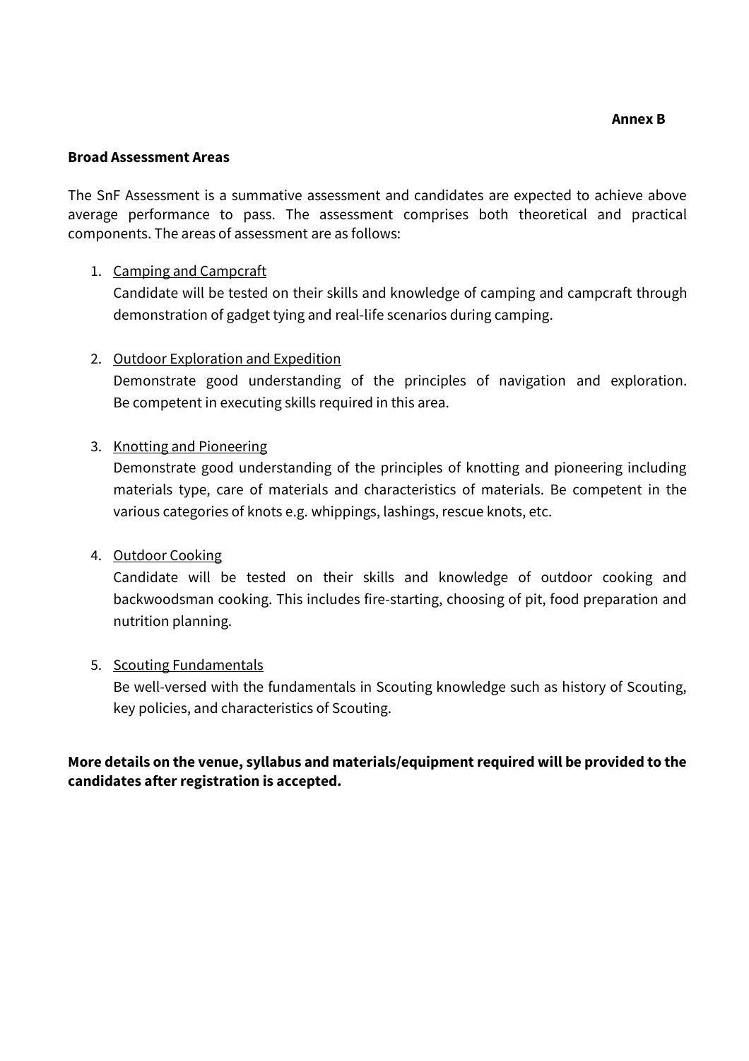**Annex B**

**Broad Assessment Areas**

The SnF Assessment is a summative assessment and candidates are expected to achieve above average performance to pass. The assessment comprises both theoretical and practical components. The areas of assessment are as follows:

1. Camping and Campcraft
   Candidate will be tested on their skills and knowledge of camping and campcraft through demonstration of gadget tying and real-life scenarios during camping.

2. Outdoor Exploration and Expedition
   Demonstrate good understanding of the principles of navigation and exploration. Be competent in executing skills required in this area.

3. Knotting and Pioneering
   Demonstrate good understanding of the principles of knotting and pioneering including materials type, care of materials and characteristics of materials. Be competent in the various categories of knots e.g. whippings, lashings, rescue knots, etc.

4. Outdoor Cooking
   Candidate will be tested on their skills and knowledge of outdoor cooking and backwoodsman cooking. This includes fire-starting, choosing of pit, food preparation and nutrition planning.

5. Scouting Fundamentals
   Be well-versed with the fundamentals in Scouting knowledge such as history of Scouting, key policies, and characteristics of Scouting.

**More details on the venue, syllabus and materials/equipment required will be provided to the candidates after registration is accepted.**